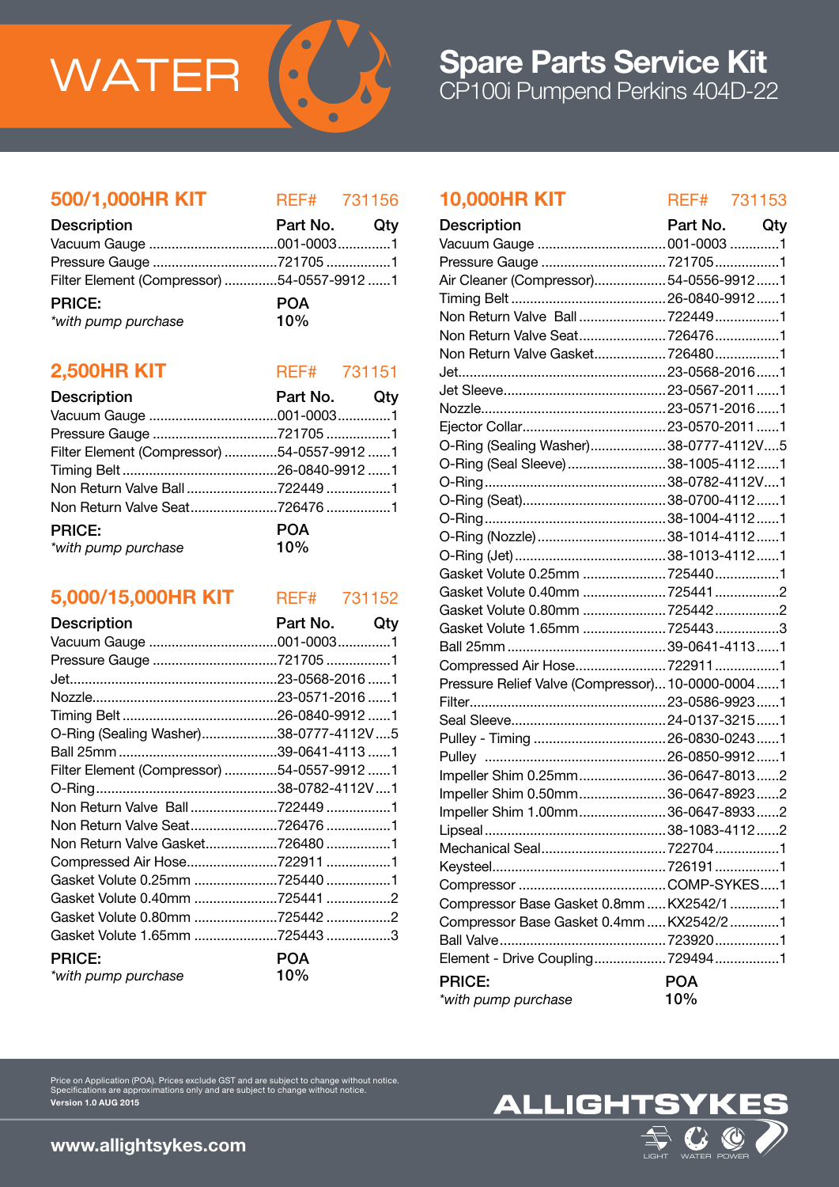WATER

# Spare Parts Service Kit

CP100i Pumpend Perkins 404D-22

## 500/1,000HR KIT — REF# 731156

| Description | Part No. | Qty |
|---|---|---|
| Vacuum Gauge | 001-0003 | 1 |
| Pressure Gauge | 721705 | 1 |
| Filter Element (Compressor) | 54-0557-9912 | 1 |

**PRICE:** POA

*\*with pump purchase* 10%

## 2,500HR KIT — REF# 731151

| Description | Part No. | Qty |
|---|---|---|
| Vacuum Gauge | 001-0003 | 1 |
| Pressure Gauge | 721705 | 1 |
| Filter Element (Compressor) | 54-0557-9912 | 1 |
| Timing Belt | 26-0840-9912 | 1 |
| Non Return Valve Ball | 722449 | 1 |
| Non Return Valve Seat | 726476 | 1 |

**PRICE:** POA

*\*with pump purchase* 10%

## 5,000/15,000HR KIT — REF# 731152

| Description | Part No. | Qty |
|---|---|---|
| Vacuum Gauge | 001-0003 | 1 |
| Pressure Gauge | 721705 | 1 |
| Jet | 23-0568-2016 | 1 |
| Nozzle | 23-0571-2016 | 1 |
| Timing Belt | 26-0840-9912 | 1 |
| O-Ring (Sealing Washer) | 38-0777-4112V | 5 |
| Ball 25mm | 39-0641-4113 | 1 |
| Filter Element (Compressor) | 54-0557-9912 | 1 |
| O-Ring | 38-0782-4112V | 1 |
| Non Return Valve Ball | 722449 | 1 |
| Non Return Valve Seat | 726476 | 1 |
| Non Return Valve Gasket | 726480 | 1 |
| Compressed Air Hose | 722911 | 1 |
| Gasket Volute 0.25mm | 725440 | 1 |
| Gasket Volute 0.40mm | 725441 | 2 |
| Gasket Volute 0.80mm | 725442 | 2 |
| Gasket Volute 1.65mm | 725443 | 3 |

**PRICE:** POA

*\*with pump purchase* 10%

## 10,000HR KIT — REF# 731153

| Description | Part No. | Qty |
|---|---|---|
| Vacuum Gauge | 001-0003 | 1 |
| Pressure Gauge | 721705 | 1 |
| Air Cleaner (Compressor) | 54-0556-9912 | 1 |
| Timing Belt | 26-0840-9912 | 1 |
| Non Return Valve Ball | 722449 | 1 |
| Non Return Valve Seat | 726476 | 1 |
| Non Return Valve Gasket | 726480 | 1 |
| Jet | 23-0568-2016 | 1 |
| Jet Sleeve | 23-0567-2011 | 1 |
| Nozzle | 23-0571-2016 | 1 |
| Ejector Collar | 23-0570-2011 | 1 |
| O-Ring (Sealing Washer) | 38-0777-4112V | 5 |
| O-Ring (Seal Sleeve) | 38-1005-4112 | 1 |
| O-Ring | 38-0782-4112V | 1 |
| O-Ring (Seat) | 38-0700-4112 | 1 |
| O-Ring | 38-1004-4112 | 1 |
| O-Ring (Nozzle) | 38-1014-4112 | 1 |
| O-Ring (Jet) | 38-1013-4112 | 1 |
| Gasket Volute 0.25mm | 725440 | 1 |
| Gasket Volute 0.40mm | 725441 | 2 |
| Gasket Volute 0.80mm | 725442 | 2 |
| Gasket Volute 1.65mm | 725443 | 3 |
| Ball 25mm | 39-0641-4113 | 1 |
| Compressed Air Hose | 722911 | 1 |
| Pressure Relief Valve (Compressor) | 10-0000-0004 | 1 |
| Filter | 23-0586-9923 | 1 |
| Seal Sleeve | 24-0137-3215 | 1 |
| Pulley - Timing | 26-0830-0243 | 1 |
| Pulley | 26-0850-9912 | 1 |
| Impeller Shim 0.25mm | 36-0647-8013 | 2 |
| Impeller Shim 0.50mm | 36-0647-8923 | 2 |
| Impeller Shim 1.00mm | 36-0647-8933 | 2 |
| Lipseal | 38-1083-4112 | 2 |
| Mechanical Seal | 722704 | 1 |
| Keysteel | 726191 | 1 |
| Compressor | COMP-SYKES | 1 |
| Compressor Base Gasket 0.8mm | KX2542/1 | 1 |
| Compressor Base Gasket 0.4mm | KX2542/2 | 1 |
| Ball Valve | 723920 | 1 |
| Element - Drive Coupling | 729494 | 1 |

**PRICE:** POA

*\*with pump purchase* 10%

Price on Application (POA). Prices exclude GST and are subject to change without notice.
Specifications are approximations only and are subject to change without notice.
**Version 1.0 AUG 2015**

**www.allightsykes.com**

ALLIGHTSYKES — LIGHT WATER POWER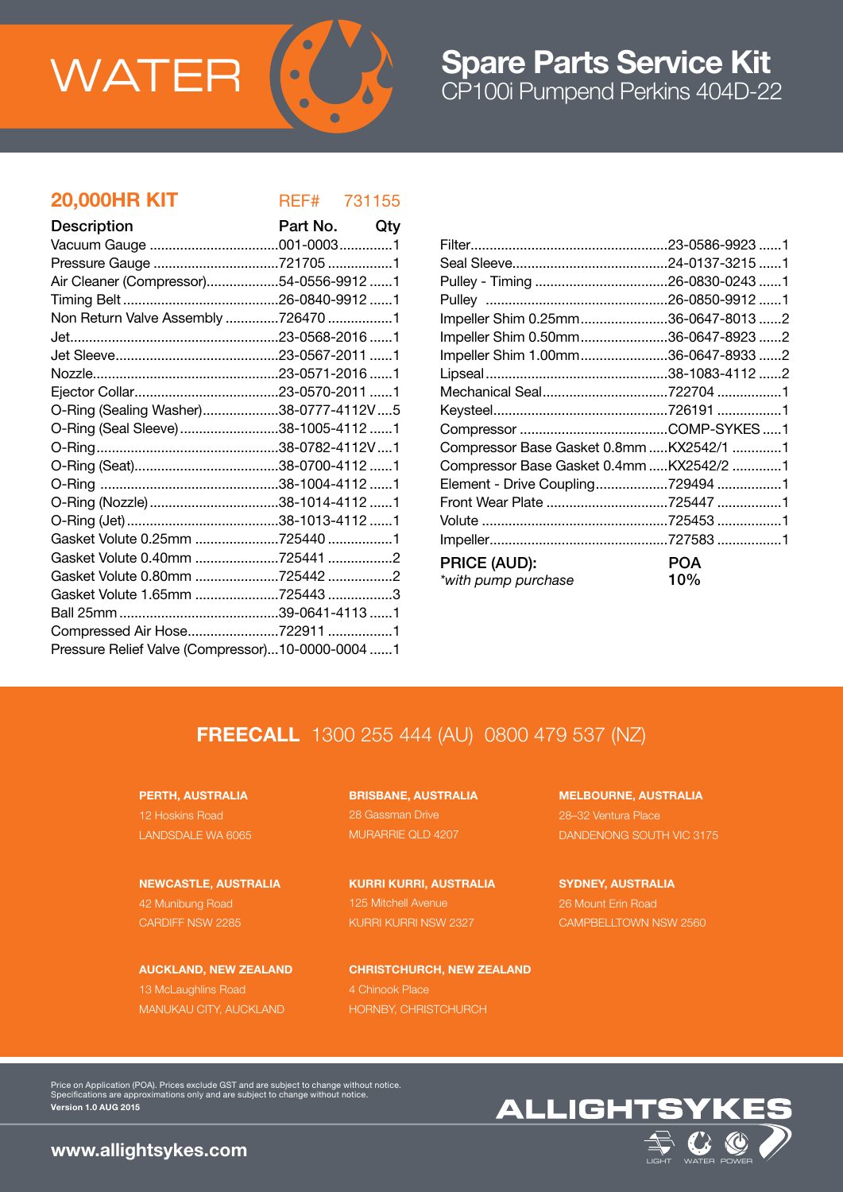WATER

# Spare Parts Service Kit

## CP100i Pumpend Perkins 404D-22

### 20,000HR KIT — REF# 731155

| Description | Part No. | Qty |
|---|---|---|
| Vacuum Gauge | 001-0003 | 1 |
| Pressure Gauge | 721705 | 1 |
| Air Cleaner (Compressor) | 54-0556-9912 | 1 |
| Timing Belt | 26-0840-9912 | 1 |
| Non Return Valve Assembly | 726470 | 1 |
| Jet | 23-0568-2016 | 1 |
| Jet Sleeve | 23-0567-2011 | 1 |
| Nozzle | 23-0571-2016 | 1 |
| Ejector Collar | 23-0570-2011 | 1 |
| O-Ring (Sealing Washer) | 38-0777-4112V | 5 |
| O-Ring (Seal Sleeve) | 38-1005-4112 | 1 |
| O-Ring | 38-0782-4112V | 1 |
| O-Ring (Seat) | 38-0700-4112 | 1 |
| O-Ring | 38-1004-4112 | 1 |
| O-Ring (Nozzle) | 38-1014-4112 | 1 |
| O-Ring (Jet) | 38-1013-4112 | 1 |
| Gasket Volute 0.25mm | 725440 | 1 |
| Gasket Volute 0.40mm | 725441 | 2 |
| Gasket Volute 0.80mm | 725442 | 2 |
| Gasket Volute 1.65mm | 725443 | 3 |
| Ball 25mm | 39-0641-4113 | 1 |
| Compressed Air Hose | 722911 | 1 |
| Pressure Relief Valve (Compressor) | 10-0000-0004 | 1 |
| Filter | 23-0586-9923 | 1 |
| Seal Sleeve | 24-0137-3215 | 1 |
| Pulley - Timing | 26-0830-0243 | 1 |
| Pulley | 26-0850-9912 | 1 |
| Impeller Shim 0.25mm | 36-0647-8013 | 2 |
| Impeller Shim 0.50mm | 36-0647-8923 | 2 |
| Impeller Shim 1.00mm | 36-0647-8933 | 2 |
| Lipseal | 38-1083-4112 | 2 |
| Mechanical Seal | 722704 | 1 |
| Keysteel | 726191 | 1 |
| Compressor | COMP-SYKES | 1 |
| Compressor Base Gasket 0.8mm | KX2542/1 | 1 |
| Compressor Base Gasket 0.4mm | KX2542/2 | 1 |
| Element - Drive Coupling | 729494 | 1 |
| Front Wear Plate | 725447 | 1 |
| Volute | 725453 | 1 |
| Impeller | 727583 | 1 |

**PRICE (AUD):** **POA**

*\*with pump purchase* **10%**

**FREECALL** 1300 255 444 (AU) 0800 479 537 (NZ)

**PERTH, AUSTRALIA**
12 Hoskins Road
LANDSDALE WA 6065

**BRISBANE, AUSTRALIA**
28 Gassman Drive
MURARRIE QLD 4207

**MELBOURNE, AUSTRALIA**
28–32 Ventura Place
DANDENONG SOUTH VIC 3175

**NEWCASTLE, AUSTRALIA**
42 Munibung Road
CARDIFF NSW 2285

**KURRI KURRI, AUSTRALIA**
125 Mitchell Avenue
KURRI KURRI NSW 2327

**SYDNEY, AUSTRALIA**
26 Mount Erin Road
CAMPBELLTOWN NSW 2560

**AUCKLAND, NEW ZEALAND**
13 McLaughlins Road
MANUKAU CITY, AUCKLAND

**CHRISTCHURCH, NEW ZEALAND**
4 Chinook Place
HORNBY, CHRISTCHURCH

Price on Application (POA). Prices exclude GST and are subject to change without notice.
Specifications are approximations only and are subject to change without notice.
**Version 1.0 AUG 2015**

**www.allightsykes.com**

ALLIGHTSYKES — LIGHT WATER POWER